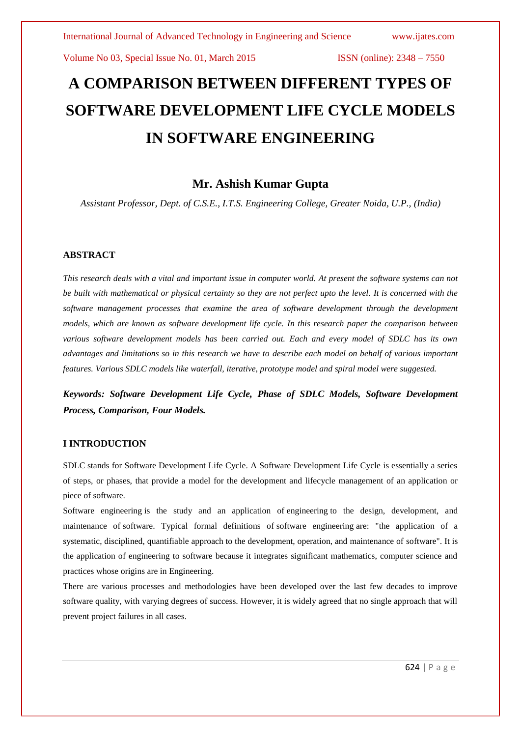# A COMPARISON BETWEEN DIFFERENT TYPES OF SOFTWARE DEVELOPMENT LIFE CYCLE MODELS IN SOFTWARE ENGINEERING

## Mr. Ashish Kumar Gupta

*Assistant Professor, Dept. of C.S.E., I.T.S. Engineering College, Greater Noida, U.P., (India)*

### ABSTRACT

*This research deals with a vital and important issue in computer world. At present the software systems can not be built with mathematical or physical certainty so they are not perfect upto the level. It is concerned with the software management processes that examine the area of software development through the development models, which are known as software development life cycle. In this research paper the comparison between various software development models has been carried out. Each and every model of SDLC has its own advantages and limitations so in this research we have to describe each model on behalf of various important features. Various SDLC models like waterfall, iterative, prototype model and spiral model were suggested.*

***Keywords: Software Development Life Cycle, Phase of SDLC Models, Software Development Process, Comparison, Four Models.***

### I INTRODUCTION

SDLC stands for Software Development Life Cycle. A Software Development Life Cycle is essentially a series of steps, or phases, that provide a model for the development and lifecycle management of an application or piece of software.

Software engineering is the study and an application of engineering to the design, development, and maintenance of software. Typical formal definitions of software engineering are: "the application of a systematic, disciplined, quantifiable approach to the development, operation, and maintenance of software". It is the application of engineering to software because it integrates significant mathematics, computer science and practices whose origins are in Engineering.

There are various processes and methodologies have been developed over the last few decades to improve software quality, with varying degrees of success. However, it is widely agreed that no single approach that will prevent project failures in all cases.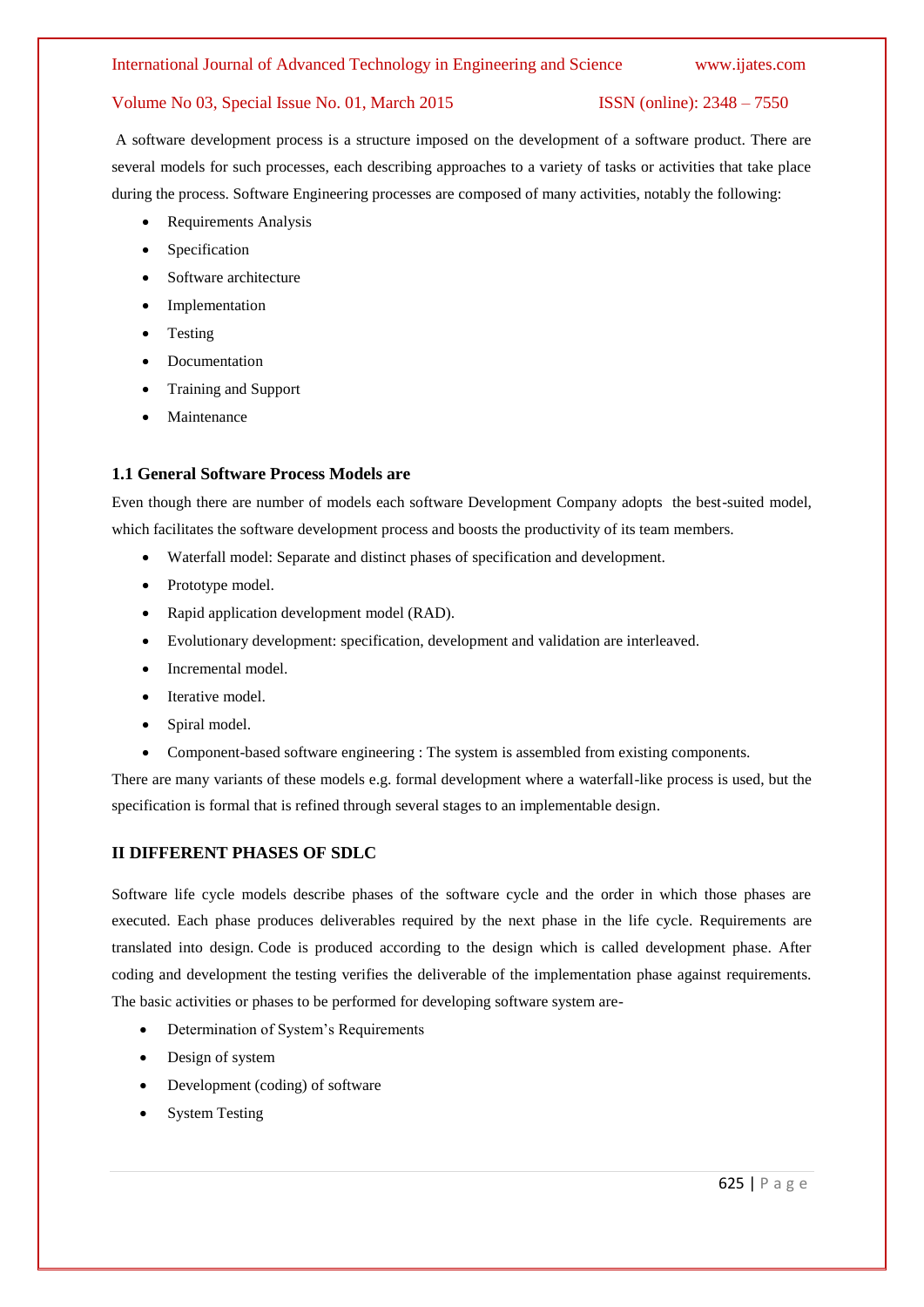A software development process is a structure imposed on the development of a software product. There are several models for such processes, each describing approaches to a variety of tasks or activities that take place during the process. Software Engineering processes are composed of many activities, notably the following:

- Requirements Analysis
- Specification
- Software architecture
- Implementation
- Testing
- Documentation
- Training and Support
- Maintenance

### 1.1 General Software Process Models are

Even though there are number of models each software Development Company adopts the best-suited model, which facilitates the software development process and boosts the productivity of its team members.

- Waterfall model: Separate and distinct phases of specification and development.
- Prototype model.
- Rapid application development model (RAD).
- Evolutionary development: specification, development and validation are interleaved.
- Incremental model.
- Iterative model.
- Spiral model.
- Component-based software engineering : The system is assembled from existing components.

There are many variants of these models e.g. formal development where a waterfall-like process is used, but the specification is formal that is refined through several stages to an implementable design.

## II DIFFERENT PHASES OF SDLC

Software life cycle models describe phases of the software cycle and the order in which those phases are executed. Each phase produces deliverables required by the next phase in the life cycle. Requirements are translated into design. Code is produced according to the design which is called development phase. After coding and development the testing verifies the deliverable of the implementation phase against requirements. The basic activities or phases to be performed for developing software system are-

- Determination of System's Requirements
- Design of system
- Development (coding) of software
- System Testing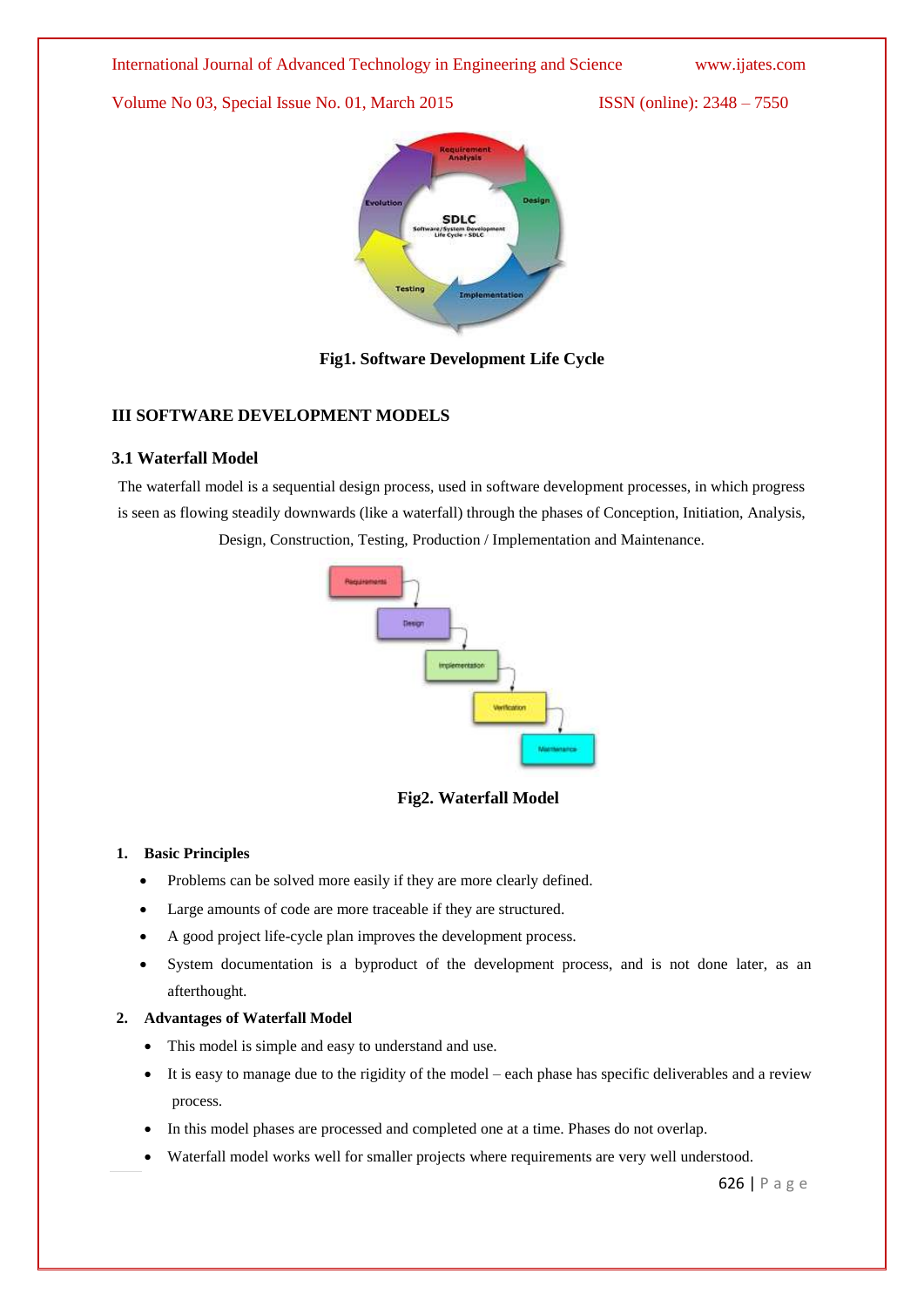Fig1. Software Development Life Cycle

## III SOFTWARE DEVELOPMENT MODELS

### 3.1 Waterfall Model

The waterfall model is a sequential design process, used in software development processes, in which progress is seen as flowing steadily downwards (like a waterfall) through the phases of Conception, Initiation, Analysis, Design, Construction, Testing, Production / Implementation and Maintenance.

Fig2. Waterfall Model

1. **Basic Principles**
   - Problems can be solved more easily if they are more clearly defined.
   - Large amounts of code are more traceable if they are structured.
   - A good project life-cycle plan improves the development process.
   - System documentation is a byproduct of the development process, and is not done later, as an afterthought.
2. **Advantages of Waterfall Model**
   - This model is simple and easy to understand and use.
   - It is easy to manage due to the rigidity of the model – each phase has specific deliverables and a review process.
   - In this model phases are processed and completed one at a time. Phases do not overlap.
   - Waterfall model works well for smaller projects where requirements are very well understood.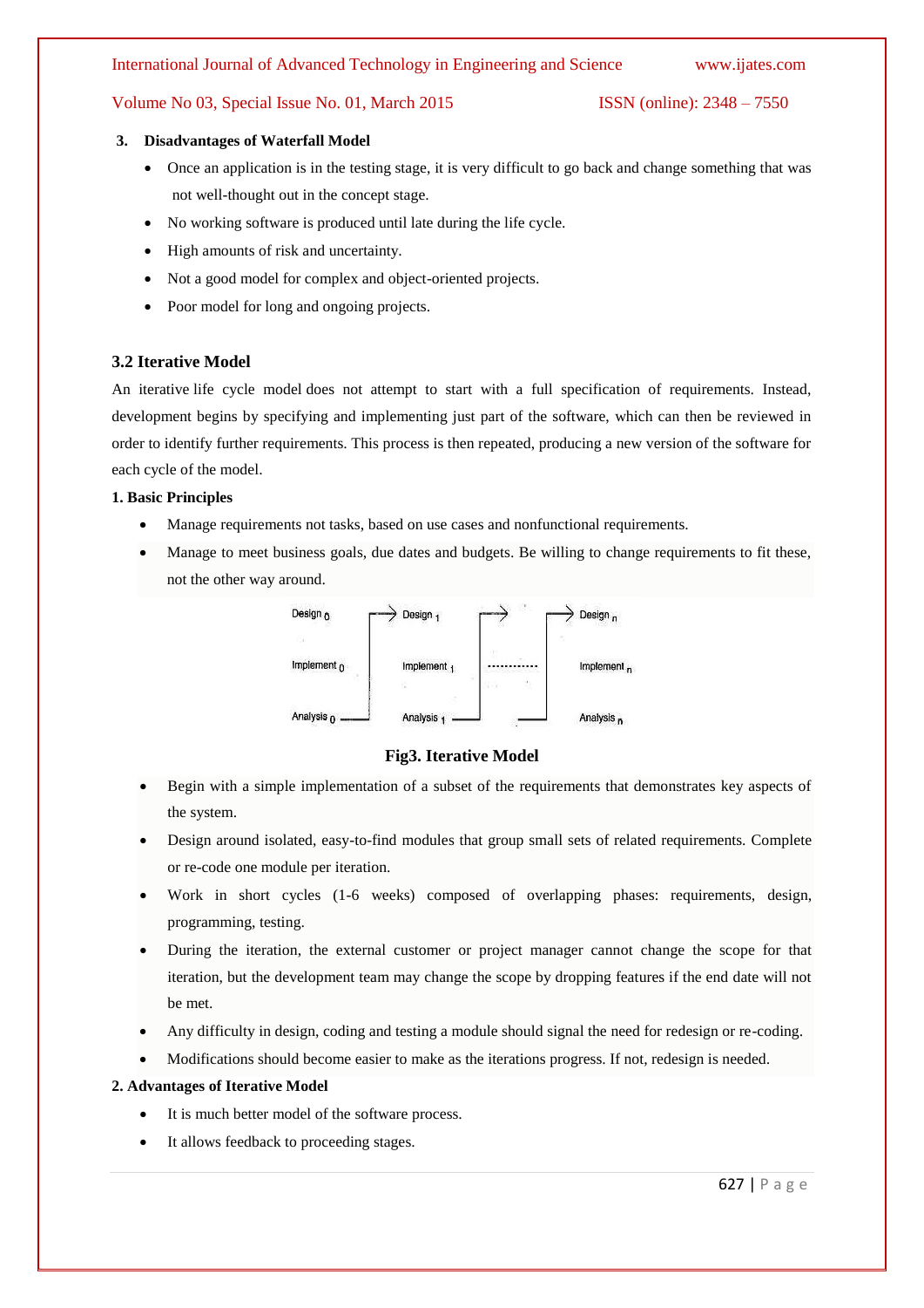**3. Disadvantages of Waterfall Model**

- Once an application is in the testing stage, it is very difficult to go back and change something that was not well-thought out in the concept stage.
- No working software is produced until late during the life cycle.
- High amounts of risk and uncertainty.
- Not a good model for complex and object-oriented projects.
- Poor model for long and ongoing projects.

### 3.2 Iterative Model

An iterative life cycle model does not attempt to start with a full specification of requirements. Instead, development begins by specifying and implementing just part of the software, which can then be reviewed in order to identify further requirements. This process is then repeated, producing a new version of the software for each cycle of the model.

**1. Basic Principles**

- Manage requirements not tasks, based on use cases and nonfunctional requirements.
- Manage to meet business goals, due dates and budgets. Be willing to change requirements to fit these, not the other way around.

Design $_0$ → Design $_1$ → Design $_n$

Implement $_0$ Implement $_1$ ............ Implement $_n$

Analysis $_0$ Analysis $_1$ Analysis $_n$

**Fig3. Iterative Model**

- Begin with a simple implementation of a subset of the requirements that demonstrates key aspects of the system.
- Design around isolated, easy-to-find modules that group small sets of related requirements. Complete or re-code one module per iteration.
- Work in short cycles (1-6 weeks) composed of overlapping phases: requirements, design, programming, testing.
- During the iteration, the external customer or project manager cannot change the scope for that iteration, but the development team may change the scope by dropping features if the end date will not be met.
- Any difficulty in design, coding and testing a module should signal the need for redesign or re-coding.
- Modifications should become easier to make as the iterations progress. If not, redesign is needed.

**2. Advantages of Iterative Model**

- It is much better model of the software process.
- It allows feedback to proceeding stages.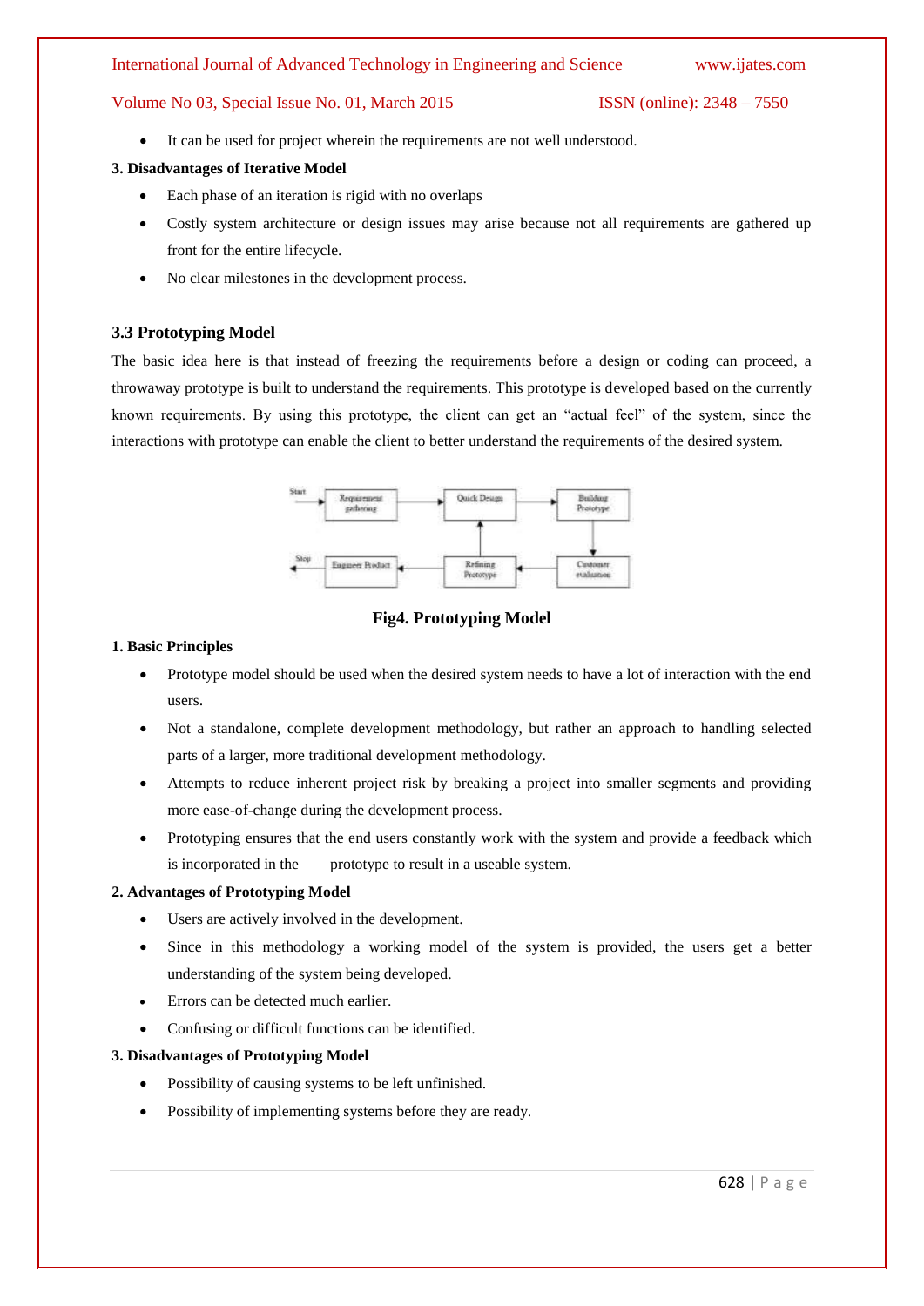- It can be used for project wherein the requirements are not well understood.

**3. Disadvantages of Iterative Model**

- Each phase of an iteration is rigid with no overlaps
- Costly system architecture or design issues may arise because not all requirements are gathered up front for the entire lifecycle.
- No clear milestones in the development process.

### 3.3 Prototyping Model

The basic idea here is that instead of freezing the requirements before a design or coding can proceed, a throwaway prototype is built to understand the requirements. This prototype is developed based on the currently known requirements. By using this prototype, the client can get an "actual feel" of the system, since the interactions with prototype can enable the client to better understand the requirements of the desired system.

**Fig4. Prototyping Model**

**1. Basic Principles**

- Prototype model should be used when the desired system needs to have a lot of interaction with the end users.
- Not a standalone, complete development methodology, but rather an approach to handling selected parts of a larger, more traditional development methodology.
- Attempts to reduce inherent project risk by breaking a project into smaller segments and providing more ease-of-change during the development process.
- Prototyping ensures that the end users constantly work with the system and provide a feedback which is incorporated in the prototype to result in a useable system.

**2. Advantages of Prototyping Model**

- Users are actively involved in the development.
- Since in this methodology a working model of the system is provided, the users get a better understanding of the system being developed.
- Errors can be detected much earlier.
- Confusing or difficult functions can be identified.

**3. Disadvantages of Prototyping Model**

- Possibility of causing systems to be left unfinished.
- Possibility of implementing systems before they are ready.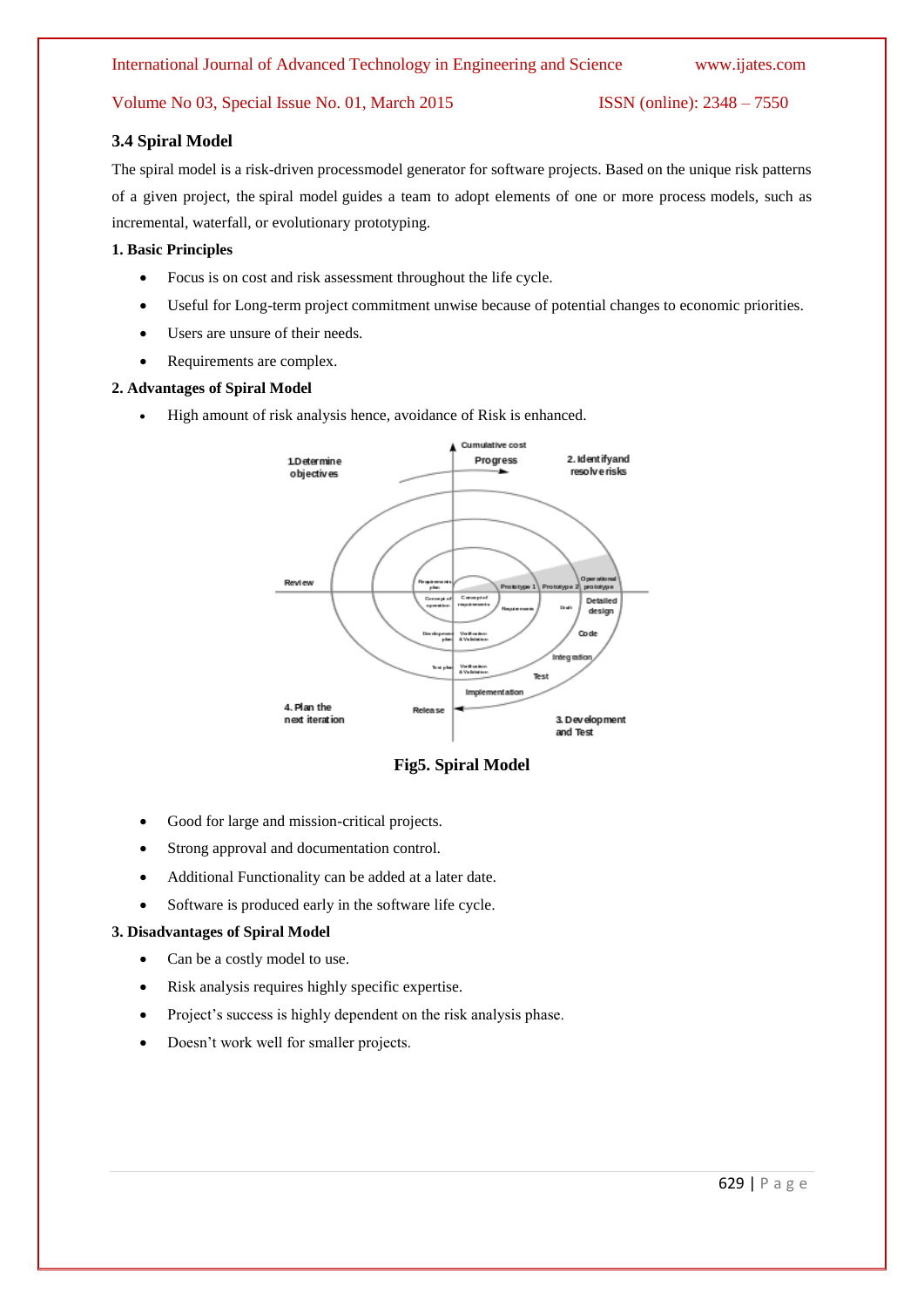### 3.4 Spiral Model

The spiral model is a risk-driven processmodel generator for software projects. Based on the unique risk patterns of a given project, the spiral model guides a team to adopt elements of one or more process models, such as incremental, waterfall, or evolutionary prototyping.

**1. Basic Principles**

- Focus is on cost and risk assessment throughout the life cycle.
- Useful for Long-term project commitment unwise because of potential changes to economic priorities.
- Users are unsure of their needs.
- Requirements are complex.

**2. Advantages of Spiral Model**

- High amount of risk analysis hence, avoidance of Risk is enhanced.

**Fig5. Spiral Model**

- Good for large and mission-critical projects.
- Strong approval and documentation control.
- Additional Functionality can be added at a later date.
- Software is produced early in the software life cycle.

**3. Disadvantages of Spiral Model**

- Can be a costly model to use.
- Risk analysis requires highly specific expertise.
- Project's success is highly dependent on the risk analysis phase.
- Doesn't work well for smaller projects.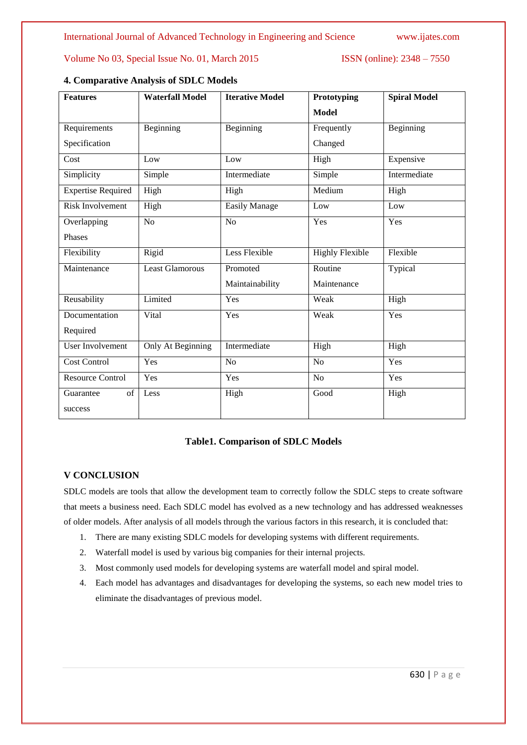## 4. Comparative Analysis of SDLC Models

| Features | Waterfall Model | Iterative Model | Prototyping Model | Spiral Model |
|---|---|---|---|---|
| Requirements Specification | Beginning | Beginning | Frequently Changed | Beginning |
| Cost | Low | Low | High | Expensive |
| Simplicity | Simple | Intermediate | Simple | Intermediate |
| Expertise Required | High | High | Medium | High |
| Risk Involvement | High | Easily Manage | Low | Low |
| Overlapping Phases | No | No | Yes | Yes |
| Flexibility | Rigid | Less Flexible | Highly Flexible | Flexible |
| Maintenance | Least Glamorous | Promoted Maintainability | Routine Maintenance | Typical |
| Reusability | Limited | Yes | Weak | High |
| Documentation Required | Vital | Yes | Weak | Yes |
| User Involvement | Only At Beginning | Intermediate | High | High |
| Cost Control | Yes | No | No | Yes |
| Resource Control | Yes | Yes | No | Yes |
| Guarantee of success | Less | High | Good | High |

**Table1. Comparison of SDLC Models**

## V CONCLUSION

SDLC models are tools that allow the development team to correctly follow the SDLC steps to create software that meets a business need. Each SDLC model has evolved as a new technology and has addressed weaknesses of older models. After analysis of all models through the various factors in this research, it is concluded that:

1. There are many existing SDLC models for developing systems with different requirements.
2. Waterfall model is used by various big companies for their internal projects.
3. Most commonly used models for developing systems are waterfall model and spiral model.
4. Each model has advantages and disadvantages for developing the systems, so each new model tries to eliminate the disadvantages of previous model.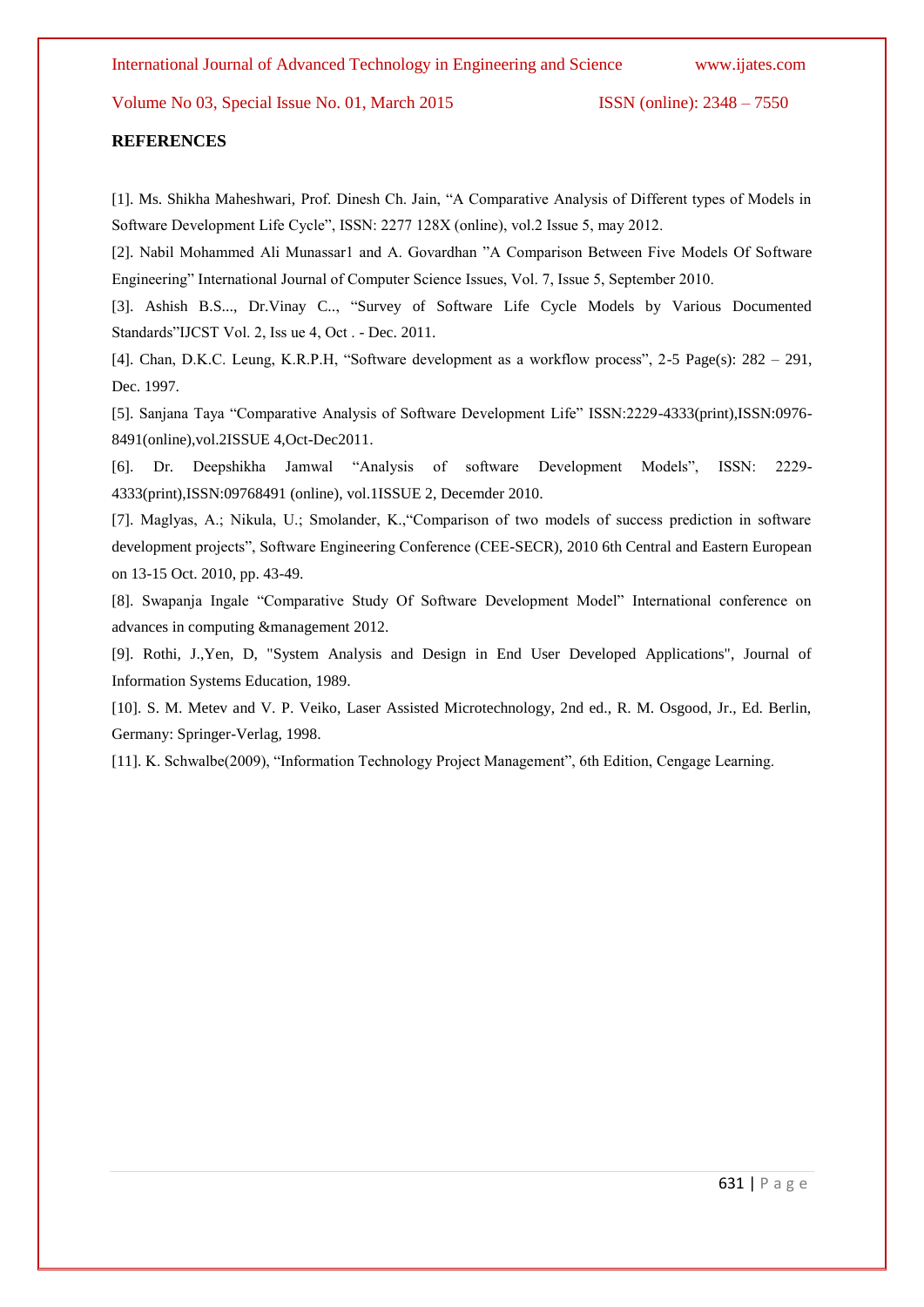**REFERENCES**

[1]. Ms. Shikha Maheshwari, Prof. Dinesh Ch. Jain, "A Comparative Analysis of Different types of Models in Software Development Life Cycle", ISSN: 2277 128X (online), vol.2 Issue 5, may 2012.

[2]. Nabil Mohammed Ali Munassar1 and A. Govardhan "A Comparison Between Five Models Of Software Engineering" International Journal of Computer Science Issues, Vol. 7, Issue 5, September 2010.

[3]. Ashish B.S..., Dr.Vinay C.., "Survey of Software Life Cycle Models by Various Documented Standards"IJCST Vol. 2, Iss ue 4, Oct . - Dec. 2011.

[4]. Chan, D.K.C. Leung, K.R.P.H, "Software development as a workflow process", 2-5 Page(s): 282 – 291, Dec. 1997.

[5]. Sanjana Taya "Comparative Analysis of Software Development Life" ISSN:2229-4333(print),ISSN:0976-8491(online),vol.2ISSUE 4,Oct-Dec2011.

[6]. Dr. Deepshikha Jamwal "Analysis of software Development Models", ISSN: 2229-4333(print),ISSN:09768491 (online), vol.1ISSUE 2, Decemder 2010.

[7]. Maglyas, A.; Nikula, U.; Smolander, K.,"Comparison of two models of success prediction in software development projects", Software Engineering Conference (CEE-SECR), 2010 6th Central and Eastern European on 13-15 Oct. 2010, pp. 43-49.

[8]. Swapanja Ingale "Comparative Study Of Software Development Model" International conference on advances in computing &management 2012.

[9]. Rothi, J.,Yen, D, "System Analysis and Design in End User Developed Applications", Journal of Information Systems Education, 1989.

[10]. S. M. Metev and V. P. Veiko, Laser Assisted Microtechnology, 2nd ed., R. M. Osgood, Jr., Ed. Berlin, Germany: Springer-Verlag, 1998.

[11]. K. Schwalbe(2009), "Information Technology Project Management", 6th Edition, Cengage Learning.